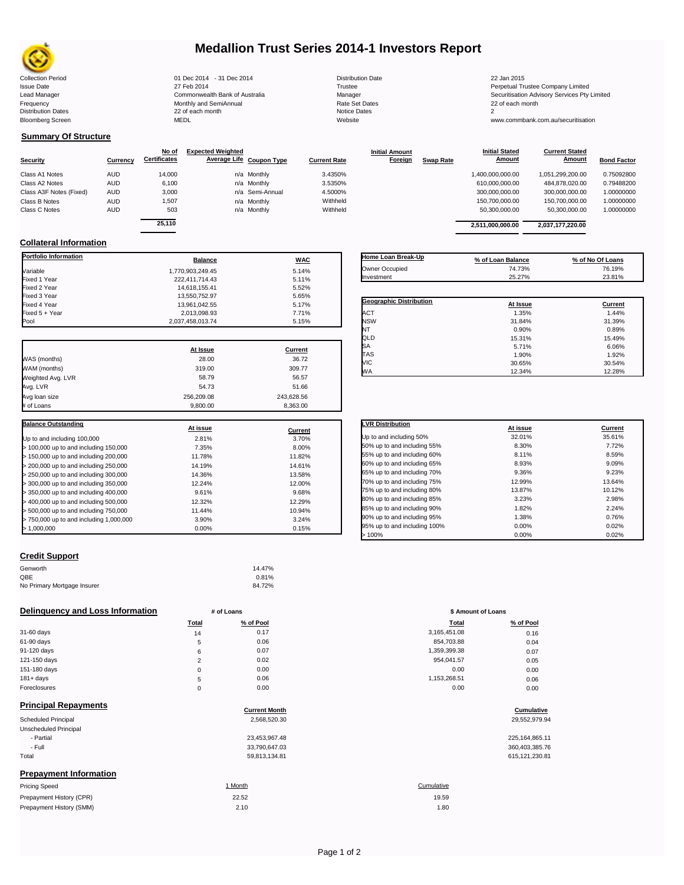# Medallion Trust Series 2014-1 Investors Report

| | | | |
|---|---|---|---|
| Collection Period | 01 Dec 2014 - 31 Dec 2014 | Distribution Date | 22 Jan 2015 |
| Issue Date | 27 Feb 2014 | Trustee | Perpetual Trustee Company Limited |
| Lead Manager | Commonwealth Bank of Australia | Manager | Securitisation Advisory Services Pty Limited |
| Frequency | Monthly and SemiAnnual | Rate Set Dates | 22 of each month |
| Distribution Dates | 22 of each month | Notice Dates | 2 |
| Bloomberg Screen | MEDL | Website | www.commbank.com.au/securitisation |

## Summary Of Structure

| Security | Currency | No of Certificates | Expected Weighted Average Life | Coupon Type | Current Rate | Initial Amount Foreign | Swap Rate | Initial Stated Amount | Current Stated Amount | Bond Factor |
|---|---|---|---|---|---|---|---|---|---|---|
| Class A1 Notes | AUD | 14,000 | n/a | Monthly | 3.4350% | | | 1,400,000,000.00 | 1,051,299,200.00 | 0.75092800 |
| Class A2 Notes | AUD | 6,100 | n/a | Monthly | 3.5350% | | | 610,000,000.00 | 484,878,020.00 | 0.79488200 |
| Class A3F Notes (Fixed) | AUD | 3,000 | n/a | Semi-Annual | 4.5000% | | | 300,000,000.00 | 300,000,000.00 | 1.00000000 |
| Class B Notes | AUD | 1,507 | n/a | Monthly | Withheld | | | 150,700,000.00 | 150,700,000.00 | 1.00000000 |
| Class C Notes | AUD | 503 | n/a | Monthly | Withheld | | | 50,300,000.00 | 50,300,000.00 | 1.00000000 |
| | | 25,110 | | | | | | 2,511,000,000.00 | 2,037,177,220.00 | |

## Collateral Information

| Portfolio Information | Balance | WAC |
|---|---|---|
| Variable | 1,770,903,249.45 | 5.14% |
| Fixed 1 Year | 222,411,714.43 | 5.11% |
| Fixed 2 Year | 14,618,155.41 | 5.52% |
| Fixed 3 Year | 13,550,752.97 | 5.65% |
| Fixed 4 Year | 13,961,042.55 | 5.17% |
| Fixed 5 + Year | 2,013,098.93 | 7.71% |
| Pool | 2,037,458,013.74 | 5.15% |

| | At Issue | Current |
|---|---|---|
| WAS (months) | 28.00 | 36.72 |
| WAM (months) | 319.00 | 309.77 |
| Weighted Avg. LVR | 58.79 | 56.57 |
| Avg. LVR | 54.73 | 51.66 |
| Avg loan size | 256,209.08 | 243,628.56 |
| # of Loans | 9,800.00 | 8,363.00 |

| Balance Outstanding | At issue | Current |
|---|---|---|
| Up to and including 100,000 | 2.81% | 3.70% |
| > 100,000 up to and including 150,000 | 7.35% | 8.00% |
| > 150,000 up to and including 200,000 | 11.78% | 11.82% |
| > 200,000 up to and including 250,000 | 14.19% | 14.61% |
| > 250,000 up to and including 300,000 | 14.36% | 13.58% |
| > 300,000 up to and including 350,000 | 12.24% | 12.00% |
| > 350,000 up to and including 400,000 | 9.61% | 9.68% |
| > 400,000 up to and including 500,000 | 12.32% | 12.29% |
| > 500,000 up to and including 750,000 | 11.44% | 10.94% |
| > 750,000 up to and including 1,000,000 | 3.90% | 3.24% |
| > 1,000,000 | 0.00% | 0.15% |

| Home Loan Break-Up | % of Loan Balance | % of No Of Loans |
|---|---|---|
| Owner Occupied | 74.73% | 76.19% |
| Investment | 25.27% | 23.81% |

| Geographic Distribution | At Issue | Current |
|---|---|---|
| ACT | 1.35% | 1.44% |
| NSW | 31.84% | 31.39% |
| NT | 0.90% | 0.89% |
| QLD | 15.31% | 15.49% |
| SA | 5.71% | 6.06% |
| TAS | 1.90% | 1.92% |
| VIC | 30.65% | 30.54% |
| WA | 12.34% | 12.28% |

| LVR Distribution | At issue | Current |
|---|---|---|
| Up to and including 50% | 32.01% | 35.61% |
| 50% up to and including 55% | 8.30% | 7.72% |
| 55% up to and including 60% | 8.11% | 8.59% |
| 60% up to and including 65% | 8.93% | 9.09% |
| 65% up to and including 70% | 9.36% | 9.23% |
| 70% up to and including 75% | 12.99% | 13.64% |
| 75% up to and including 80% | 13.87% | 10.12% |
| 80% up to and including 85% | 3.23% | 2.98% |
| 85% up to and including 90% | 1.82% | 2.24% |
| 90% up to and including 95% | 1.38% | 0.76% |
| 95% up to and including 100% | 0.00% | 0.02% |
| > 100% | 0.00% | 0.02% |

## Credit Support

| | |
|---|---|
| Genworth | 14.47% |
| QBE | 0.81% |
| No Primary Mortgage Insurer | 84.72% |

## Delinquency and Loss Information

| | # of Loans Total | # of Loans % of Pool | \$ Amount of Loans Total | \$ Amount of Loans % of Pool |
|---|---|---|---|---|
| 31-60 days | 14 | 0.17 | 3,165,451.08 | 0.16 |
| 61-90 days | 5 | 0.06 | 854,703.88 | 0.04 |
| 91-120 days | 6 | 0.07 | 1,359,399.38 | 0.07 |
| 121-150 days | 2 | 0.02 | 954,041.57 | 0.05 |
| 151-180 days | 0 | 0.00 | 0.00 | 0.00 |
| 181+ days | 5 | 0.06 | 1,153,268.51 | 0.06 |
| Foreclosures | 0 | 0.00 | 0.00 | 0.00 |

## Principal Repayments

| | Current Month | Cumulative |
|---|---|---|
| Scheduled Principal | 2,568,520.30 | 29,552,979.94 |
| Unscheduled Principal | | |
| - Partial | 23,453,967.48 | 225,164,865.11 |
| - Full | 33,790,647.03 | 360,403,385.76 |
| Total | 59,813,134.81 | 615,121,230.81 |

## Prepayment Information

| Pricing Speed | 1 Month | Cumulative |
|---|---|---|
| Prepayment History (CPR) | 22.52 | 19.59 |
| Prepayment History (SMM) | 2.10 | 1.80 |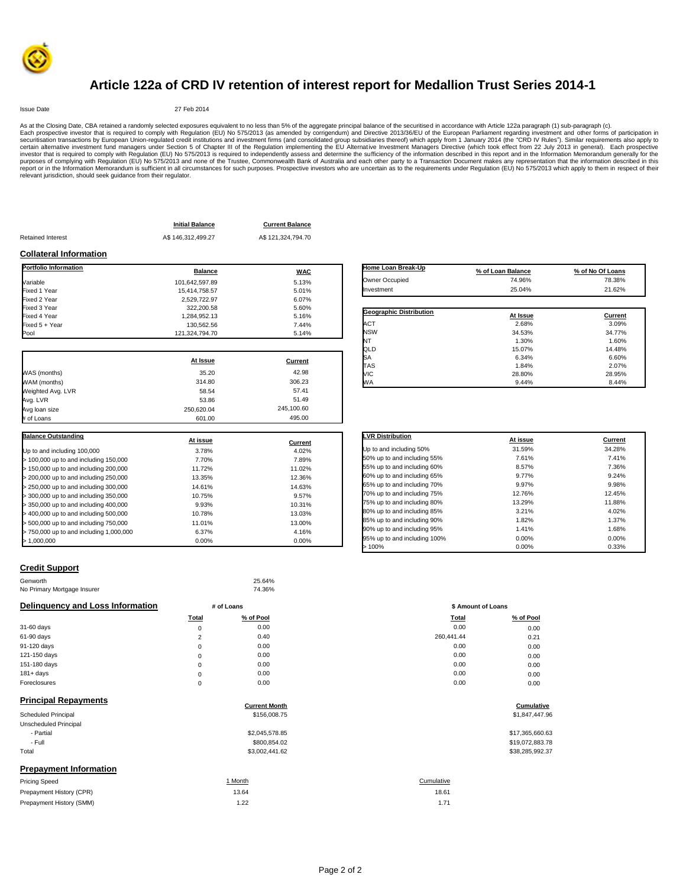# Article 122a of CRD IV retention of interest report for Medallion Trust Series 2014-1

Issue Date 27 Feb 2014

As at the Closing Date, CBA retained a randomly selected exposures equivalent to no less than 5% of the aggregate principal balance of the securitised in accordance with Article 122a paragraph (1) sub-paragraph (c). Each prospective investor that is required to comply with Regulation (EU) No 575/2013 (as amended by corrigendum) and Directive 2013/36/EU of the European Parliament regarding investment and other forms of participation in securitisation transactions by European Union-regulated credit institutions and investment firms (and consolidated group subsidiaries thereof) which apply from 1 January 2014 (the "CRD IV Rules"). Similar requirements also apply to certain alternative investment fund managers under Section 5 of Chapter III of the Regulation implementing the EU Alternative Investment Managers Directive (which took effect from 22 July 2013 in general). Each prospective investor that is required to comply with Regulation (EU) No 575/2013 is required to independently assess and determine the sufficiency of the information described in this report and in the Information Memorandum generally for the purposes of complying with Regulation (EU) No 575/2013 and none of the Trustee, Commonwealth Bank of Australia and each other party to a Transaction Document makes any representation that the information described in this report or in the Information Memorandum is sufficient in all circumstances for such purposes. Prospective investors who are uncertain as to the requirements under Regulation (EU) No 575/2013 which apply to them in respect of their relevant jurisdiction, should seek guidance from their regulator.

| | Initial Balance | Current Balance |
|---|---|---|
| Retained Interest | A$ 146,312,499.27 | A$ 121,324,794.70 |

## Collateral Information

| Portfolio Information | Balance | WAC |
|---|---|---|
| Variable | 101,642,597.89 | 5.13% |
| Fixed 1 Year | 15,414,758.57 | 5.01% |
| Fixed 2 Year | 2,529,722.97 | 6.07% |
| Fixed 3 Year | 322,200.58 | 5.60% |
| Fixed 4 Year | 1,284,952.13 | 5.16% |
| Fixed 5 + Year | 130,562.56 | 7.44% |
| Pool | 121,324,794.70 | 5.14% |

| Home Loan Break-Up | % of Loan Balance | % of No Of Loans |
|---|---|---|
| Owner Occupied | 74.96% | 78.38% |
| Investment | 25.04% | 21.62% |

| Geographic Distribution | At Issue | Current |
|---|---|---|
| ACT | 2.68% | 3.09% |
| NSW | 34.53% | 34.77% |
| NT | 1.30% | 1.60% |
| QLD | 15.07% | 14.48% |
| SA | 6.34% | 6.60% |
| TAS | 1.84% | 2.07% |
| VIC | 28.80% | 28.95% |
| WA | 9.44% | 8.44% |

| | At Issue | Current |
|---|---|---|
| WAS (months) | 35.20 | 42.98 |
| WAM (months) | 314.80 | 306.23 |
| Weighted Avg. LVR | 58.54 | 57.41 |
| Avg. LVR | 53.86 | 51.49 |
| Avg loan size | 250,620.04 | 245,100.60 |
| # of Loans | 601.00 | 495.00 |

| Balance Outstanding | At issue | Current |
|---|---|---|
| Up to and including 100,000 | 3.78% | 4.02% |
| > 100,000 up to and including 150,000 | 7.70% | 7.89% |
| > 150,000 up to and including 200,000 | 11.72% | 11.02% |
| > 200,000 up to and including 250,000 | 13.35% | 12.36% |
| > 250,000 up to and including 300,000 | 14.61% | 14.63% |
| > 300,000 up to and including 350,000 | 10.75% | 9.57% |
| > 350,000 up to and including 400,000 | 9.93% | 10.31% |
| > 400,000 up to and including 500,000 | 10.78% | 13.03% |
| > 500,000 up to and including 750,000 | 11.01% | 13.00% |
| > 750,000 up to and including 1,000,000 | 6.37% | 4.16% |
| > 1,000,000 | 0.00% | 0.00% |

| LVR Distribution | At issue | Current |
|---|---|---|
| Up to and including 50% | 31.59% | 34.28% |
| 50% up to and including 55% | 7.61% | 7.41% |
| 55% up to and including 60% | 8.57% | 7.36% |
| 60% up to and including 65% | 9.77% | 9.24% |
| 65% up to and including 70% | 9.97% | 9.98% |
| 70% up to and including 75% | 12.76% | 12.45% |
| 75% up to and including 80% | 13.29% | 11.88% |
| 80% up to and including 85% | 3.21% | 4.02% |
| 85% up to and including 90% | 1.82% | 1.37% |
| 90% up to and including 95% | 1.41% | 1.68% |
| 95% up to and including 100% | 0.00% | 0.00% |
| > 100% | 0.00% | 0.33% |

## Credit Support

| | |
|---|---|
| Genworth | 25.64% |
| No Primary Mortgage Insurer | 74.36% |

## Delinquency and Loss Information

| | # of Loans Total | # of Loans % of Pool | \$ Amount of Loans Total | \$ Amount of Loans % of Pool |
|---|---|---|---|---|
| 31-60 days | 0 | 0.00 | 0.00 | 0.00 |
| 61-90 days | 2 | 0.40 | 260,441.44 | 0.21 |
| 91-120 days | 0 | 0.00 | 0.00 | 0.00 |
| 121-150 days | 0 | 0.00 | 0.00 | 0.00 |
| 151-180 days | 0 | 0.00 | 0.00 | 0.00 |
| 181+ days | 0 | 0.00 | 0.00 | 0.00 |
| Foreclosures | 0 | 0.00 | 0.00 | 0.00 |

## Principal Repayments

| | Current Month | Cumulative |
|---|---|---|
| Scheduled Principal | \$156,008.75 | \$1,847,447.96 |
| Unscheduled Principal | | |
| - Partial | \$2,045,578.85 | \$17,365,660.63 |
| - Full | \$800,854.02 | \$19,072,883.78 |
| Total | \$3,002,441.62 | \$38,285,992.37 |

## Prepayment Information

| Pricing Speed | 1 Month | Cumulative |
|---|---|---|
| Prepayment History (CPR) | 13.64 | 18.61 |
| Prepayment History (SMM) | 1.22 | 1.71 |